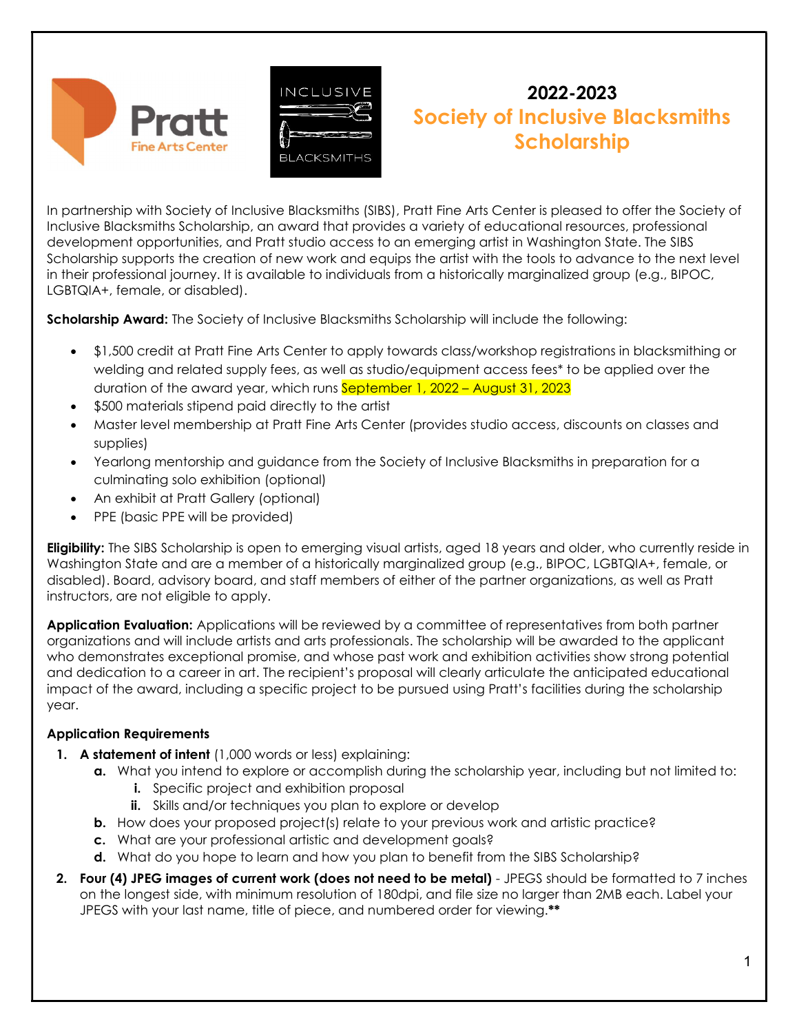# 2022-2023
# Society of Inclusive Blacksmiths Scholarship

In partnership with Society of Inclusive Blacksmiths (SIBS), Pratt Fine Arts Center is pleased to offer the Society of Inclusive Blacksmiths Scholarship, an award that provides a variety of educational resources, professional development opportunities, and Pratt studio access to an emerging artist in Washington State. The SIBS Scholarship supports the creation of new work and equips the artist with the tools to advance to the next level in their professional journey. It is available to individuals from a historically marginalized group (e.g., BIPOC, LGBTQIA+, female, or disabled).

**Scholarship Award:** The Society of Inclusive Blacksmiths Scholarship will include the following:

- $1,500 credit at Pratt Fine Arts Center to apply towards class/workshop registrations in blacksmithing or welding and related supply fees, as well as studio/equipment access fees* to be applied over the duration of the award year, which runs September 1, 2022 – August 31, 2023
- $500 materials stipend paid directly to the artist
- Master level membership at Pratt Fine Arts Center (provides studio access, discounts on classes and supplies)
- Yearlong mentorship and guidance from the Society of Inclusive Blacksmiths in preparation for a culminating solo exhibition (optional)
- An exhibit at Pratt Gallery (optional)
- PPE (basic PPE will be provided)

**Eligibility:** The SIBS Scholarship is open to emerging visual artists, aged 18 years and older, who currently reside in Washington State and are a member of a historically marginalized group (e.g., BIPOC, LGBTQIA+, female, or disabled). Board, advisory board, and staff members of either of the partner organizations, as well as Pratt instructors, are not eligible to apply.

**Application Evaluation:** Applications will be reviewed by a committee of representatives from both partner organizations and will include artists and arts professionals. The scholarship will be awarded to the applicant who demonstrates exceptional promise, and whose past work and exhibition activities show strong potential and dedication to a career in art. The recipient's proposal will clearly articulate the anticipated educational impact of the award, including a specific project to be pursued using Pratt's facilities during the scholarship year.

**Application Requirements**

1. **A statement of intent** (1,000 words or less) explaining:
   - **a.** What you intend to explore or accomplish during the scholarship year, including but not limited to:
     - **i.** Specific project and exhibition proposal
     - **ii.** Skills and/or techniques you plan to explore or develop
   - **b.** How does your proposed project(s) relate to your previous work and artistic practice?
   - **c.** What are your professional artistic and development goals?
   - **d.** What do you hope to learn and how you plan to benefit from the SIBS Scholarship?
2. **Four (4) JPEG images of current work (does not need to be metal)** - JPEGS should be formatted to 7 inches on the longest side, with minimum resolution of 180dpi, and file size no larger than 2MB each. Label your JPEGS with your last name, title of piece, and numbered order for viewing.**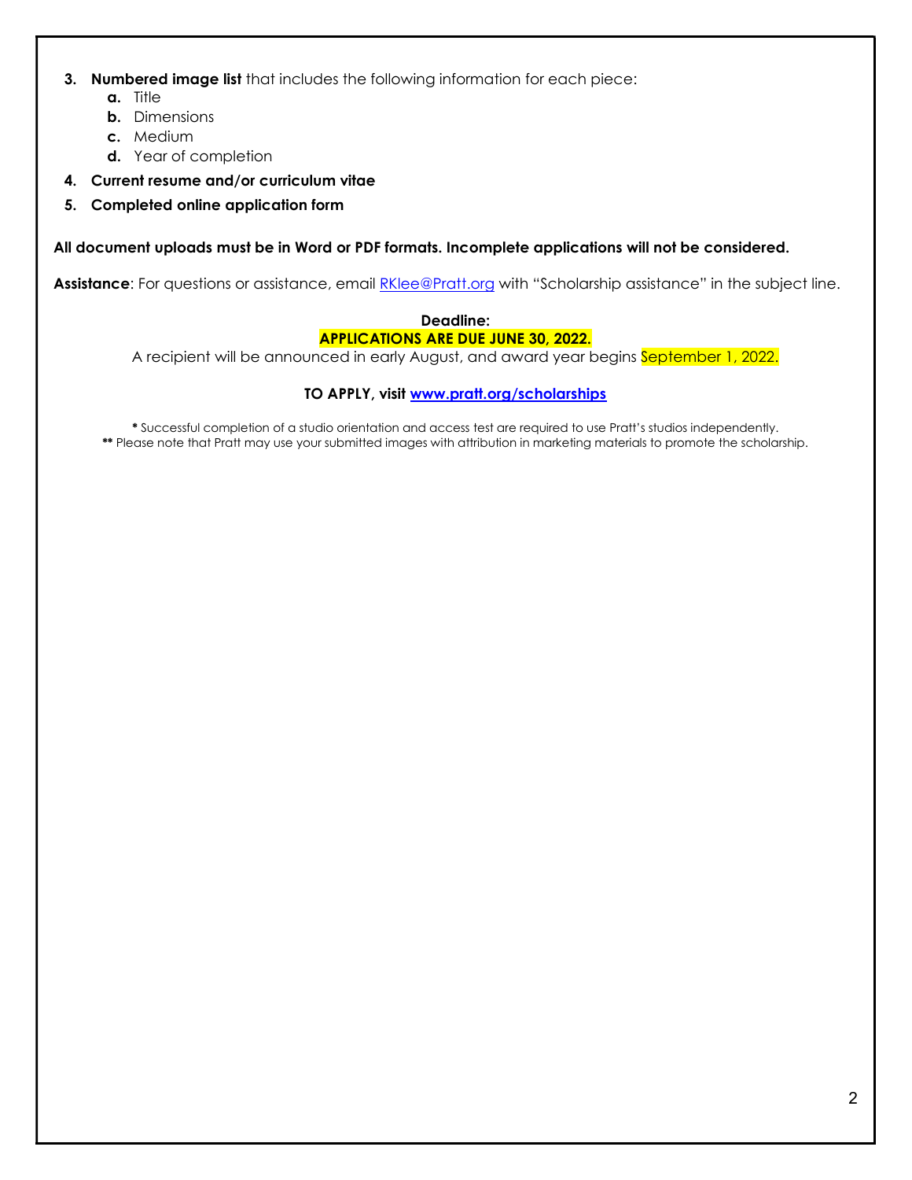3. **Numbered image list** that includes the following information for each piece:
    - **a.** Title
    - **b.** Dimensions
    - **c.** Medium
    - **d.** Year of completion
4. **Current resume and/or curriculum vitae**
5. **Completed online application form**

**All document uploads must be in Word or PDF formats. Incomplete applications will not be considered.**

**Assistance**: For questions or assistance, email [RKlee@Pratt.org](mailto:RKlee@Pratt.org) with "Scholarship assistance" in the subject line.

**Deadline:**
**APPLICATIONS ARE DUE JUNE 30, 2022.**
A recipient will be announced in early August, and award year begins September 1, 2022.

**TO APPLY, visit [www.pratt.org/scholarships](http://www.pratt.org/scholarships)**

**\*** Successful completion of a studio orientation and access test are required to use Pratt's studios independently.
**\*\*** Please note that Pratt may use your submitted images with attribution in marketing materials to promote the scholarship.